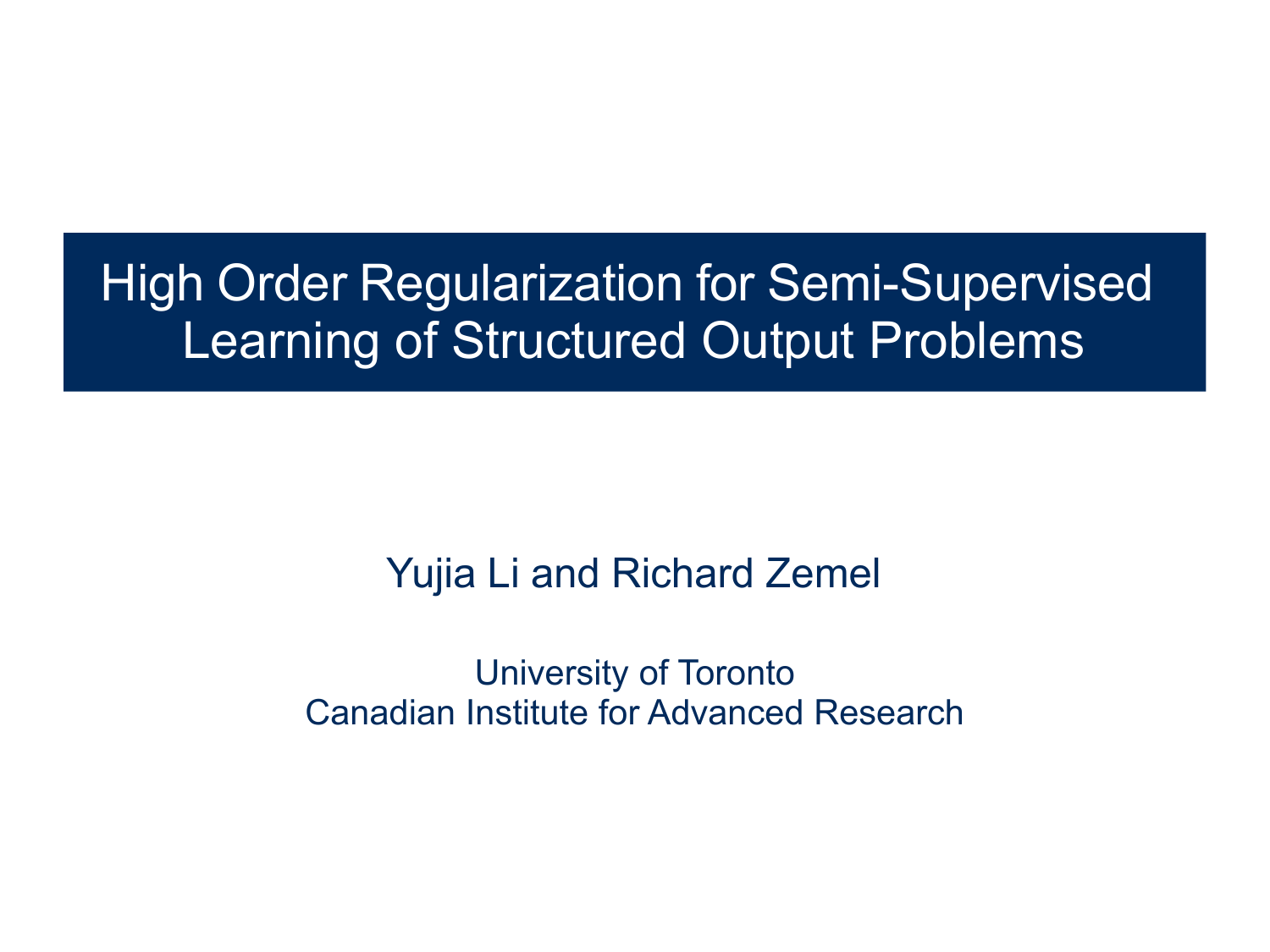# High Order Regularization for Semi-Supervised Learning of Structured Output Problems

Yujia Li and Richard Zemel

University of Toronto
Canadian Institute for Advanced Research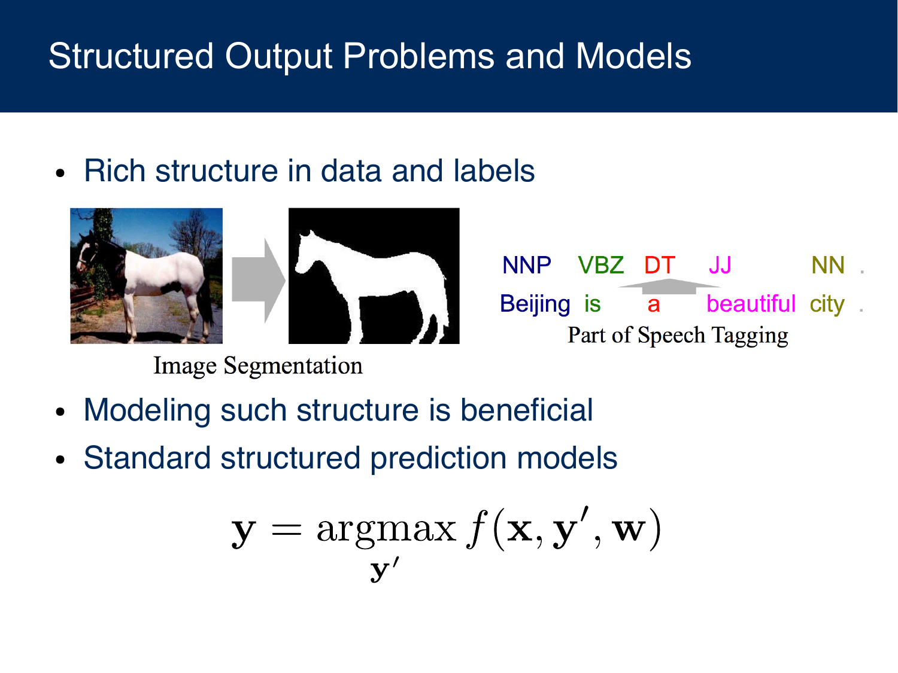# Structured Output Problems and Models

- Rich structure in data and labels

Image Segmentation

| NNP | VBZ | DT | JJ | NN | . |
|---|---|---|---|---|---|
| Beijing | is | a | beautiful | city | . |

Part of Speech Tagging

- Modeling such structure is beneficial
- Standard structured prediction models

$$\mathbf{y} = \underset{\mathbf{y}'}{\operatorname{argmax}}\, f(\mathbf{x}, \mathbf{y}', \mathbf{w})$$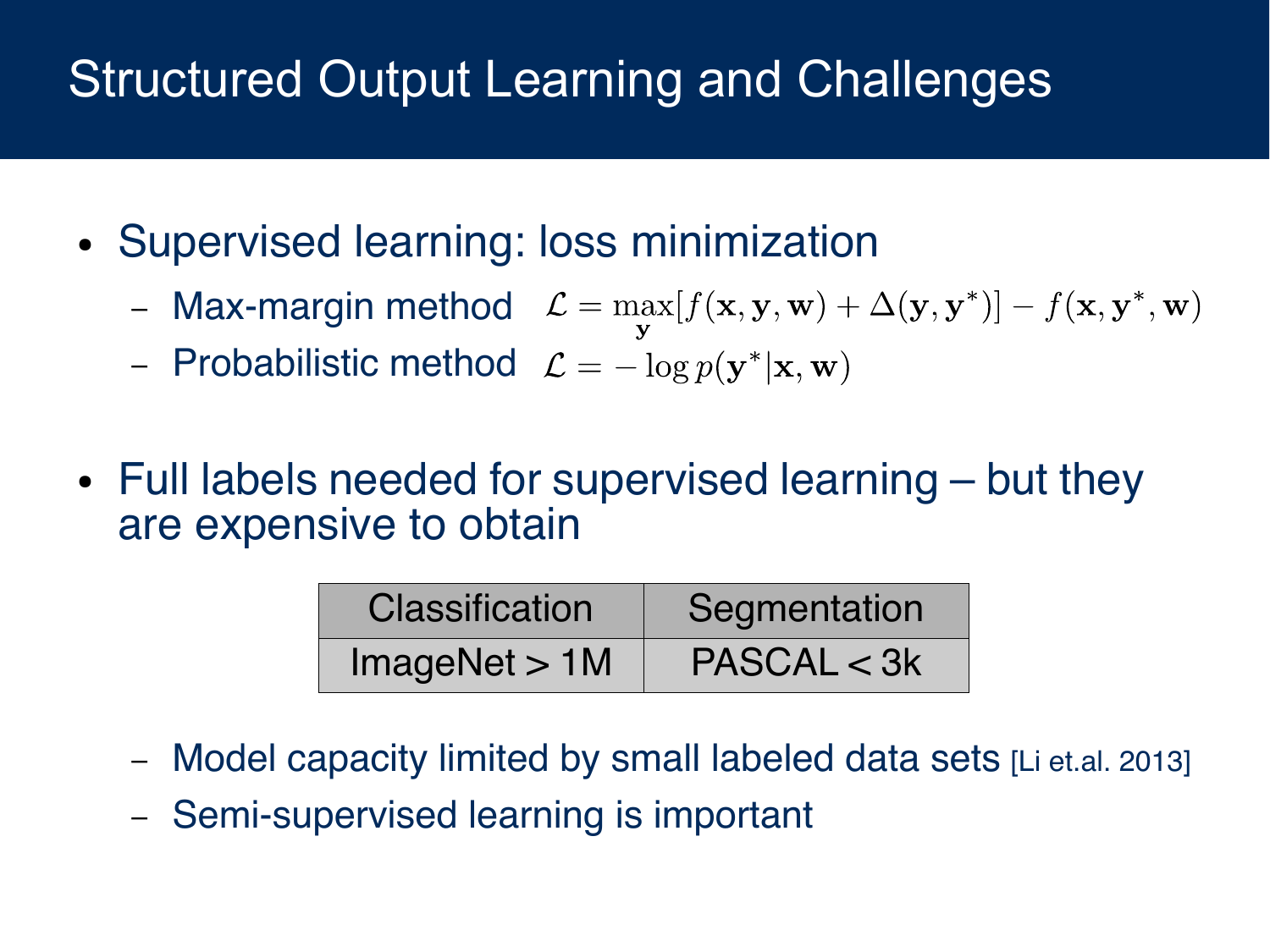# Structured Output Learning and Challenges

- Supervised learning: loss minimization
  - Max-margin method $\mathcal{L} = \max_{\mathbf{y}} [f(\mathbf{x}, \mathbf{y}, \mathbf{w}) + \Delta(\mathbf{y}, \mathbf{y}^*)] - f(\mathbf{x}, \mathbf{y}^*, \mathbf{w})$
  - Probabilistic method $\mathcal{L} = -\log p(\mathbf{y}^* | \mathbf{x}, \mathbf{w})$

- Full labels needed for supervised learning – but they are expensive to obtain

| Classification | Segmentation |
| --- | --- |
| ImageNet > 1M | PASCAL < 3k |

  - Model capacity limited by small labeled data sets [Li et.al. 2013]
  - Semi-supervised learning is important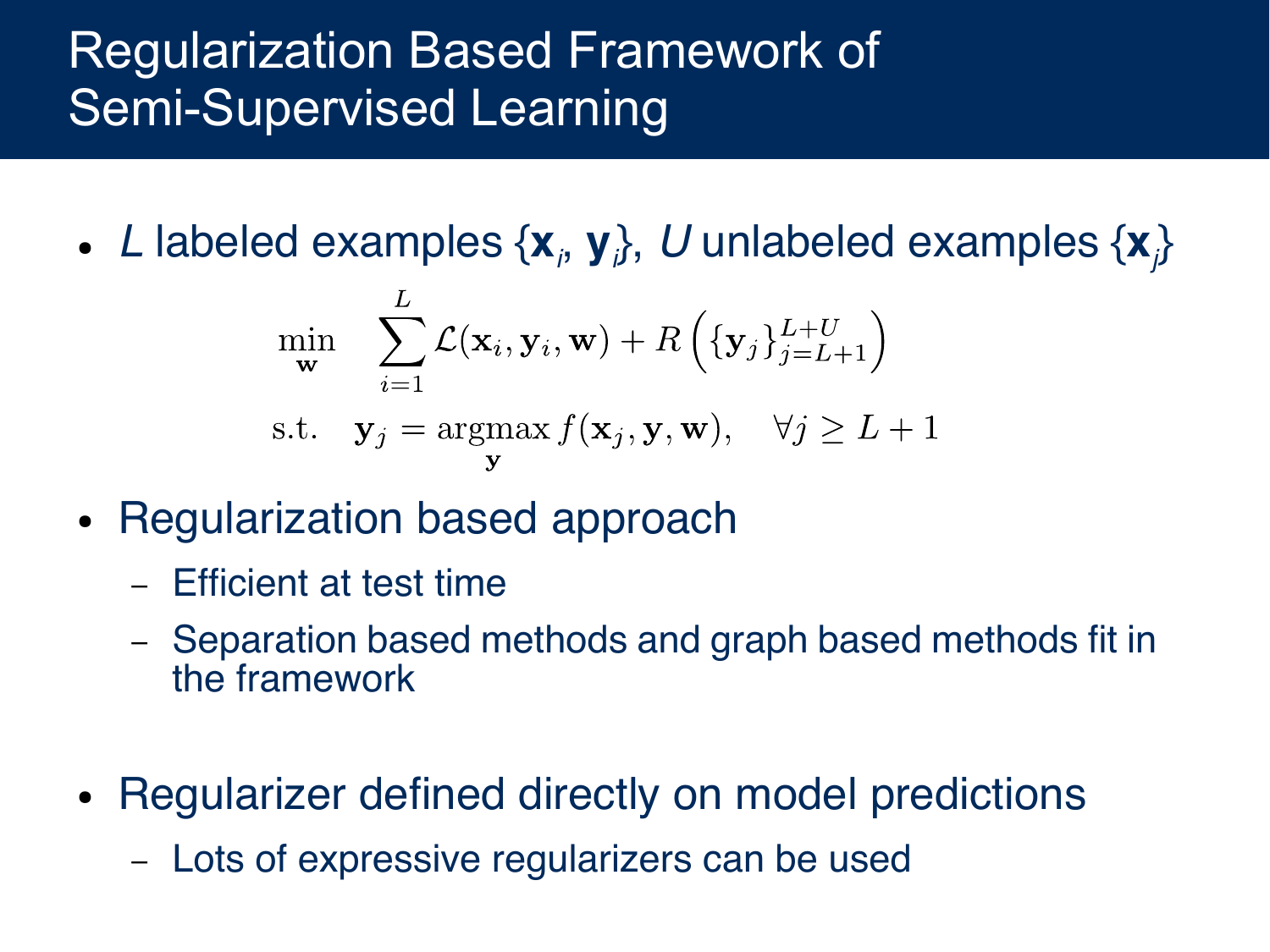# Regularization Based Framework of Semi-Supervised Learning

- $L$ labeled examples $\{\mathbf{x}_i, \mathbf{y}_i\}$, $U$ unlabeled examples $\{\mathbf{x}_j\}$

$$
\min_{\mathbf{w}} \quad \sum_{i=1}^{L} \mathcal{L}(\mathbf{x}_i, \mathbf{y}_i, \mathbf{w}) + R\left(\{\mathbf{y}_j\}_{j=L+1}^{L+U}\right)
$$

$$
\text{s.t.} \quad \mathbf{y}_j = \operatorname*{argmax}_{\mathbf{y}} f(\mathbf{x}_j, \mathbf{y}, \mathbf{w}), \quad \forall j \geq L+1
$$

- Regularization based approach
  - Efficient at test time
  - Separation based methods and graph based methods fit in the framework

- Regularizer defined directly on model predictions
  - Lots of expressive regularizers can be used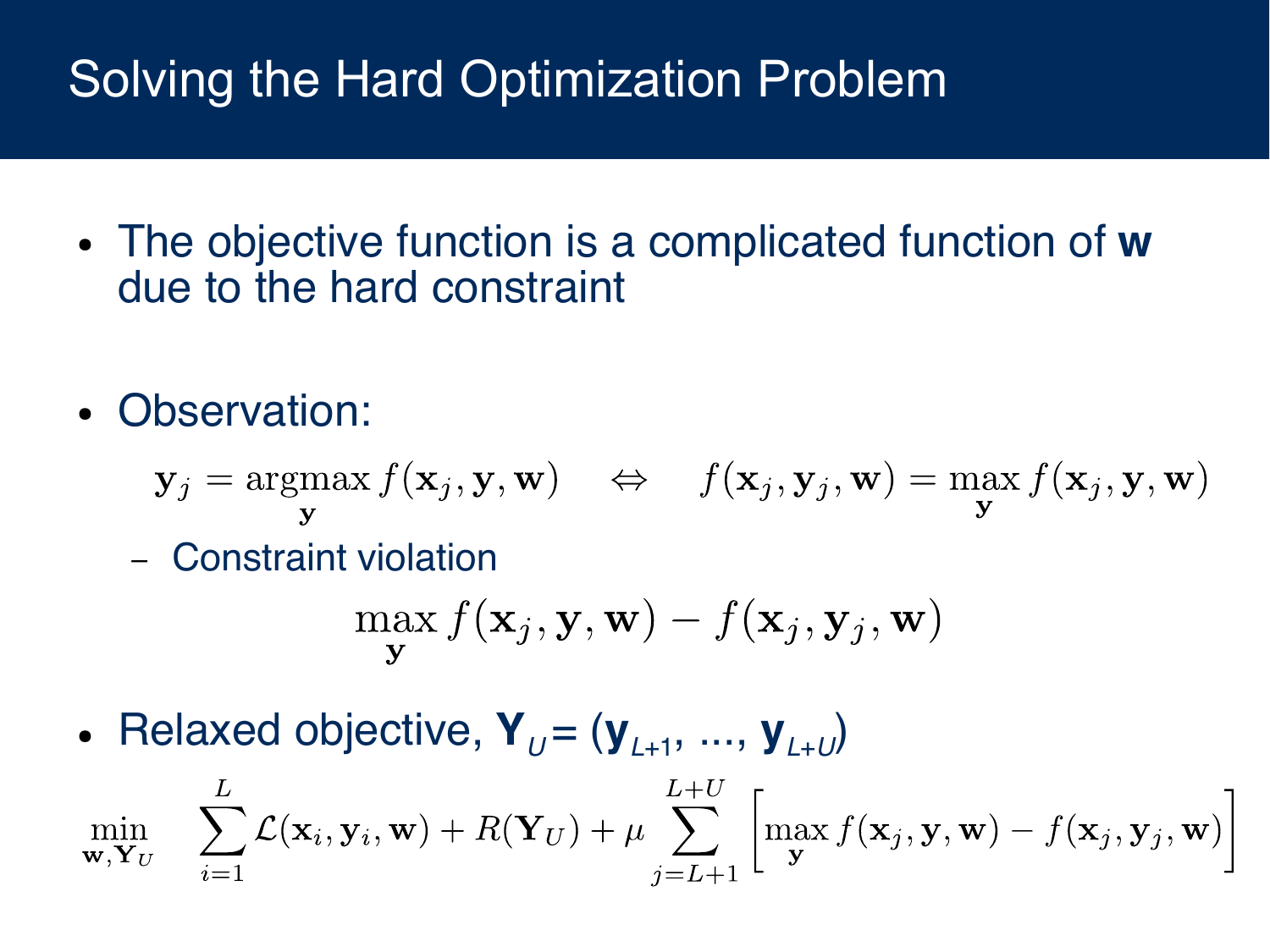# Solving the Hard Optimization Problem

- The objective function is a complicated function of **w** due to the hard constraint

- Observation:

$$\mathbf{y}_j = \underset{\mathbf{y}}{\operatorname{argmax}}\, f(\mathbf{x}_j, \mathbf{y}, \mathbf{w}) \quad \Leftrightarrow \quad f(\mathbf{x}_j, \mathbf{y}_j, \mathbf{w}) = \max_{\mathbf{y}} f(\mathbf{x}_j, \mathbf{y}, \mathbf{w})$$

  - Constraint violation

$$\max_{\mathbf{y}} f(\mathbf{x}_j, \mathbf{y}, \mathbf{w}) - f(\mathbf{x}_j, \mathbf{y}_j, \mathbf{w})$$

- Relaxed objective, $\mathbf{Y}_U = (\mathbf{y}_{L+1}, \ldots, \mathbf{y}_{L+U})$

$$\min_{\mathbf{w}, \mathbf{Y}_U} \quad \sum_{i=1}^{L} \mathcal{L}(\mathbf{x}_i, \mathbf{y}_i, \mathbf{w}) + R(\mathbf{Y}_U) + \mu \sum_{j=L+1}^{L+U} \left[ \max_{\mathbf{y}} f(\mathbf{x}_j, \mathbf{y}, \mathbf{w}) - f(\mathbf{x}_j, \mathbf{y}_j, \mathbf{w}) \right]$$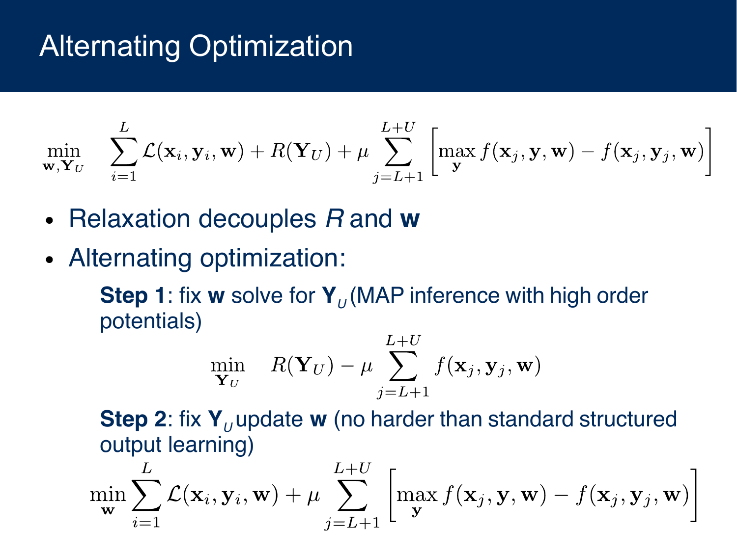# Alternating Optimization

$$\min_{\mathbf{w}, \mathbf{Y}_U} \quad \sum_{i=1}^{L} \mathcal{L}(\mathbf{x}_i, \mathbf{y}_i, \mathbf{w}) + R(\mathbf{Y}_U) + \mu \sum_{j=L+1}^{L+U} \left[ \max_{\mathbf{y}} f(\mathbf{x}_j, \mathbf{y}, \mathbf{w}) - f(\mathbf{x}_j, \mathbf{y}_j, \mathbf{w}) \right]$$

- Relaxation decouples *R* and **w**
- Alternating optimization:

  **Step 1**: fix **w** solve for $\mathbf{Y}_U$ (MAP inference with high order potentials)

  $$\min_{\mathbf{Y}_U} \quad R(\mathbf{Y}_U) - \mu \sum_{j=L+1}^{L+U} f(\mathbf{x}_j, \mathbf{y}_j, \mathbf{w})$$

  **Step 2**: fix $\mathbf{Y}_U$ update **w** (no harder than standard structured output learning)

  $$\min_{\mathbf{w}} \sum_{i=1}^{L} \mathcal{L}(\mathbf{x}_i, \mathbf{y}_i, \mathbf{w}) + \mu \sum_{j=L+1}^{L+U} \left[ \max_{\mathbf{y}} f(\mathbf{x}_j, \mathbf{y}, \mathbf{w}) - f(\mathbf{x}_j, \mathbf{y}_j, \mathbf{w}) \right]$$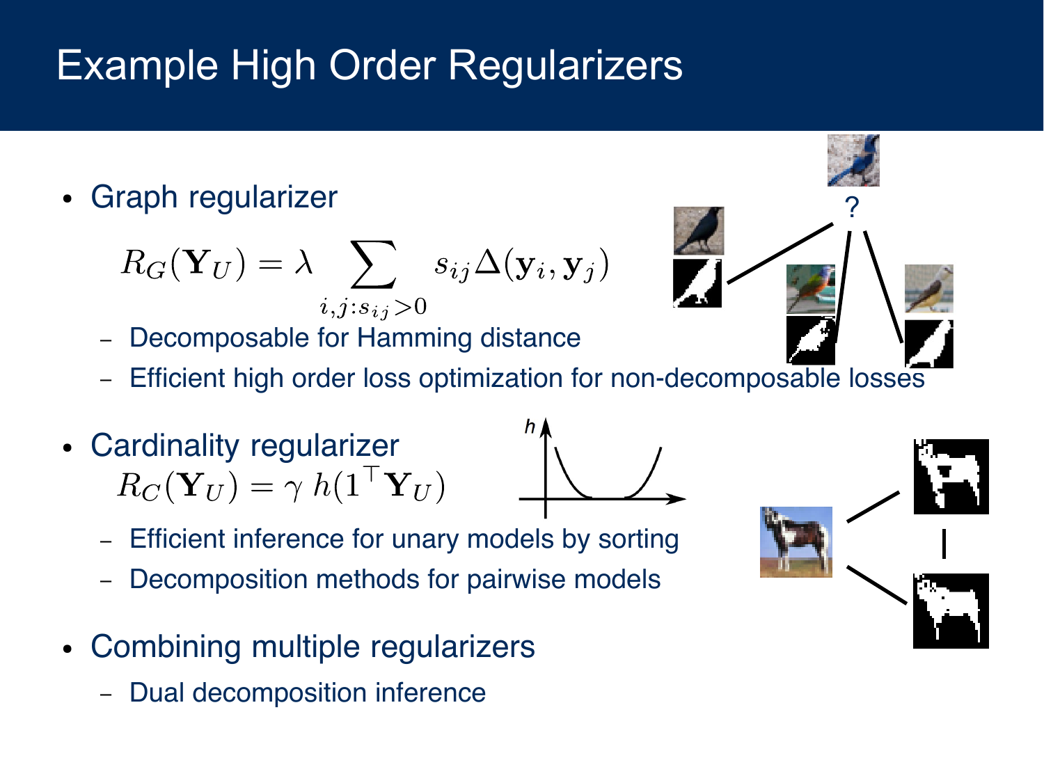# Example High Order Regularizers

- Graph regularizer

$$R_G(\mathbf{Y}_U) = \lambda \sum_{i,j:s_{ij}>0} s_{ij} \Delta(\mathbf{y}_i, \mathbf{y}_j)$$

  - Decomposable for Hamming distance
  - Efficient high order loss optimization for non-decomposable losses

- Cardinality regularizer

$$R_C(\mathbf{Y}_U) = \gamma \, h(1^\top \mathbf{Y}_U)$$

  - Efficient inference for unary models by sorting
  - Decomposition methods for pairwise models

- Combining multiple regularizers
  - Dual decomposition inference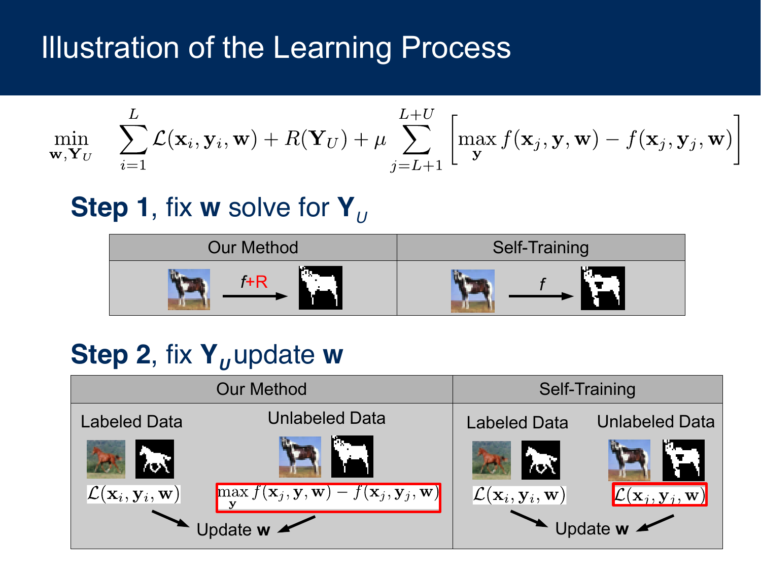# Illustration of the Learning Process

$$\min_{\mathbf{w},\mathbf{Y}_U} \quad \sum_{i=1}^{L} \mathcal{L}(\mathbf{x}_i, \mathbf{y}_i, \mathbf{w}) + R(\mathbf{Y}_U) + \mu \sum_{j=L+1}^{L+U} \left[ \max_{\mathbf{y}} f(\mathbf{x}_j, \mathbf{y}, \mathbf{w}) - f(\mathbf{x}_j, \mathbf{y}_j, \mathbf{w}) \right]$$

## **Step 1**, fix **w** solve for $\mathbf{Y}_U$

| Our Method | Self-Training |
|---|---|
| $f$+R | $f$ |

## **Step 2**, fix $\mathbf{Y}_U$ update **w**

| Our Method | | Self-Training | |
|---|---|---|---|
| Labeled Data | Unlabeled Data | Labeled Data | Unlabeled Data |
| $\mathcal{L}(\mathbf{x}_i, \mathbf{y}_i, \mathbf{w})$ | $\max_{\mathbf{y}} f(\mathbf{x}_j, \mathbf{y}, \mathbf{w}) - f(\mathbf{x}_j, \mathbf{y}_j, \mathbf{w})$ | $\mathcal{L}(\mathbf{x}_i, \mathbf{y}_i, \mathbf{w})$ | $\mathcal{L}(\mathbf{x}_j, \mathbf{y}_j, \mathbf{w})$ |
| Update **w** | | Update **w** | |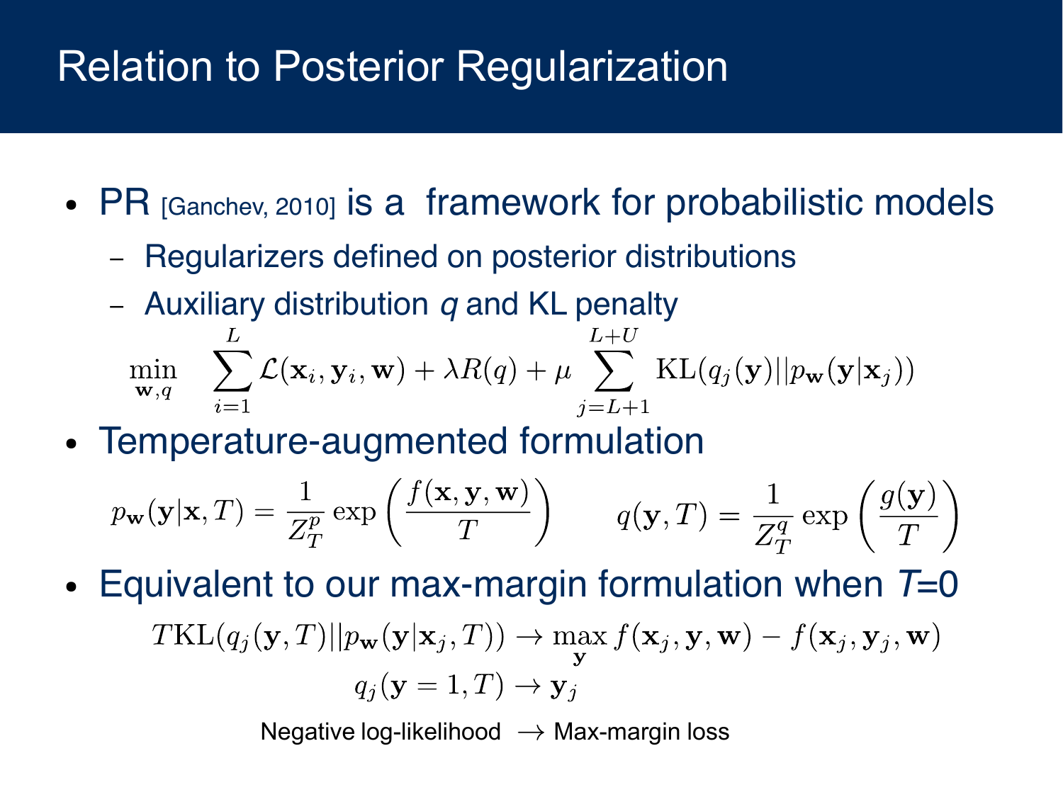# Relation to Posterior Regularization

- PR [Ganchev, 2010] is a framework for probabilistic models
  - Regularizers defined on posterior distributions
  - Auxiliary distribution *q* and KL penalty

$$\min_{\mathbf{w},q} \quad \sum_{i=1}^{L} \mathcal{L}(\mathbf{x}_i, \mathbf{y}_i, \mathbf{w}) + \lambda R(q) + \mu \sum_{j=L+1}^{L+U} \mathrm{KL}(q_j(\mathbf{y}) || p_{\mathbf{w}}(\mathbf{y}|\mathbf{x}_j))$$

- Temperature-augmented formulation

$$p_{\mathbf{w}}(\mathbf{y}|\mathbf{x}, T) = \frac{1}{Z_T^p} \exp\left(\frac{f(\mathbf{x}, \mathbf{y}, \mathbf{w})}{T}\right) \qquad q(\mathbf{y}, T) = \frac{1}{Z_T^q} \exp\left(\frac{g(\mathbf{y})}{T}\right)$$

- Equivalent to our max-margin formulation when *T*=0

$$T\mathrm{KL}(q_j(\mathbf{y}, T) || p_{\mathbf{w}}(\mathbf{y}|\mathbf{x}_j, T)) \rightarrow \max_{\mathbf{y}} f(\mathbf{x}_j, \mathbf{y}, \mathbf{w}) - f(\mathbf{x}_j, \mathbf{y}_j, \mathbf{w})$$

$$q_j(\mathbf{y} = 1, T) \rightarrow \mathbf{y}_j$$

Negative log-likelihood $\rightarrow$ Max-margin loss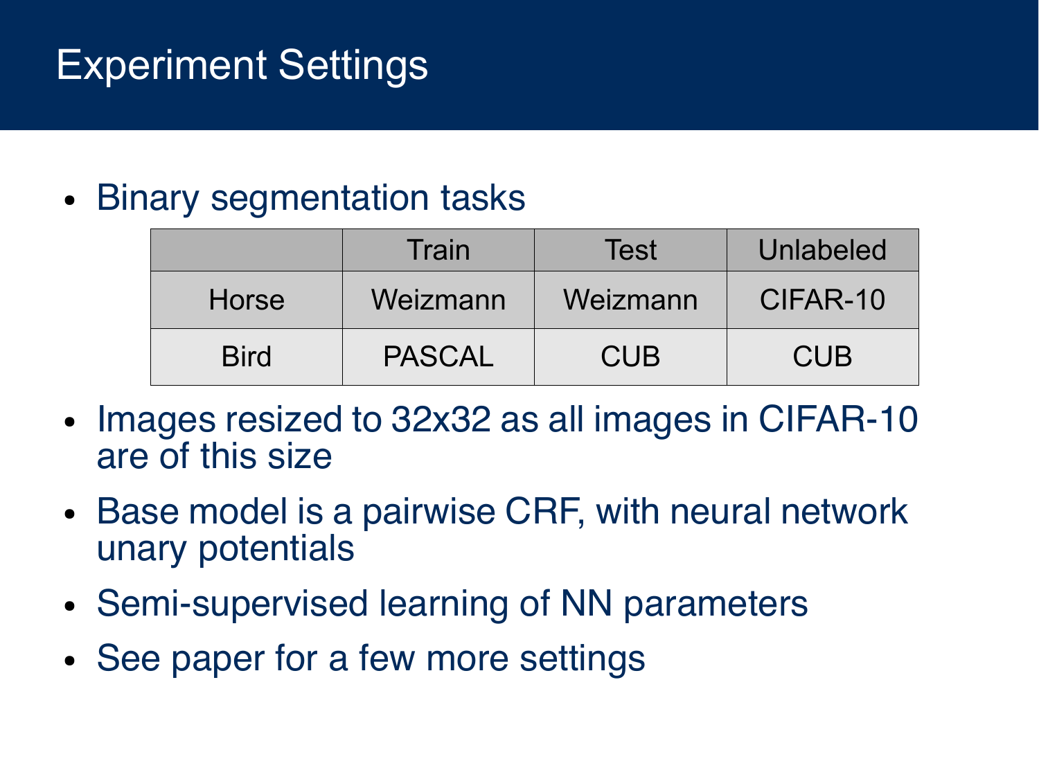# Experiment Settings

- Binary segmentation tasks

| | Train | Test | Unlabeled |
|---|---|---|---|
| Horse | Weizmann | Weizmann | CIFAR-10 |
| Bird | PASCAL | CUB | CUB |

- Images resized to 32x32 as all images in CIFAR-10 are of this size
- Base model is a pairwise CRF, with neural network unary potentials
- Semi-supervised learning of NN parameters
- See paper for a few more settings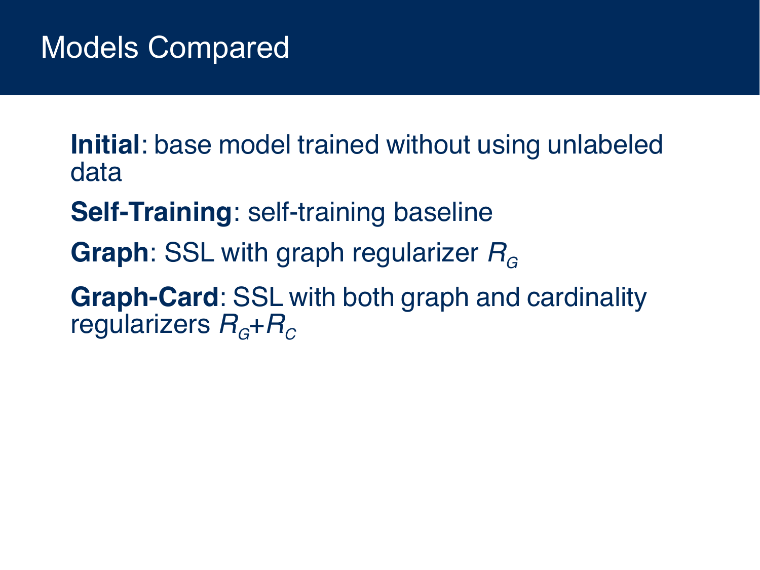# Models Compared

**Initial**: base model trained without using unlabeled data

**Self-Training**: self-training baseline

**Graph**: SSL with graph regularizer $R_G$

**Graph-Card**: SSL with both graph and cardinality regularizers $R_G + R_C$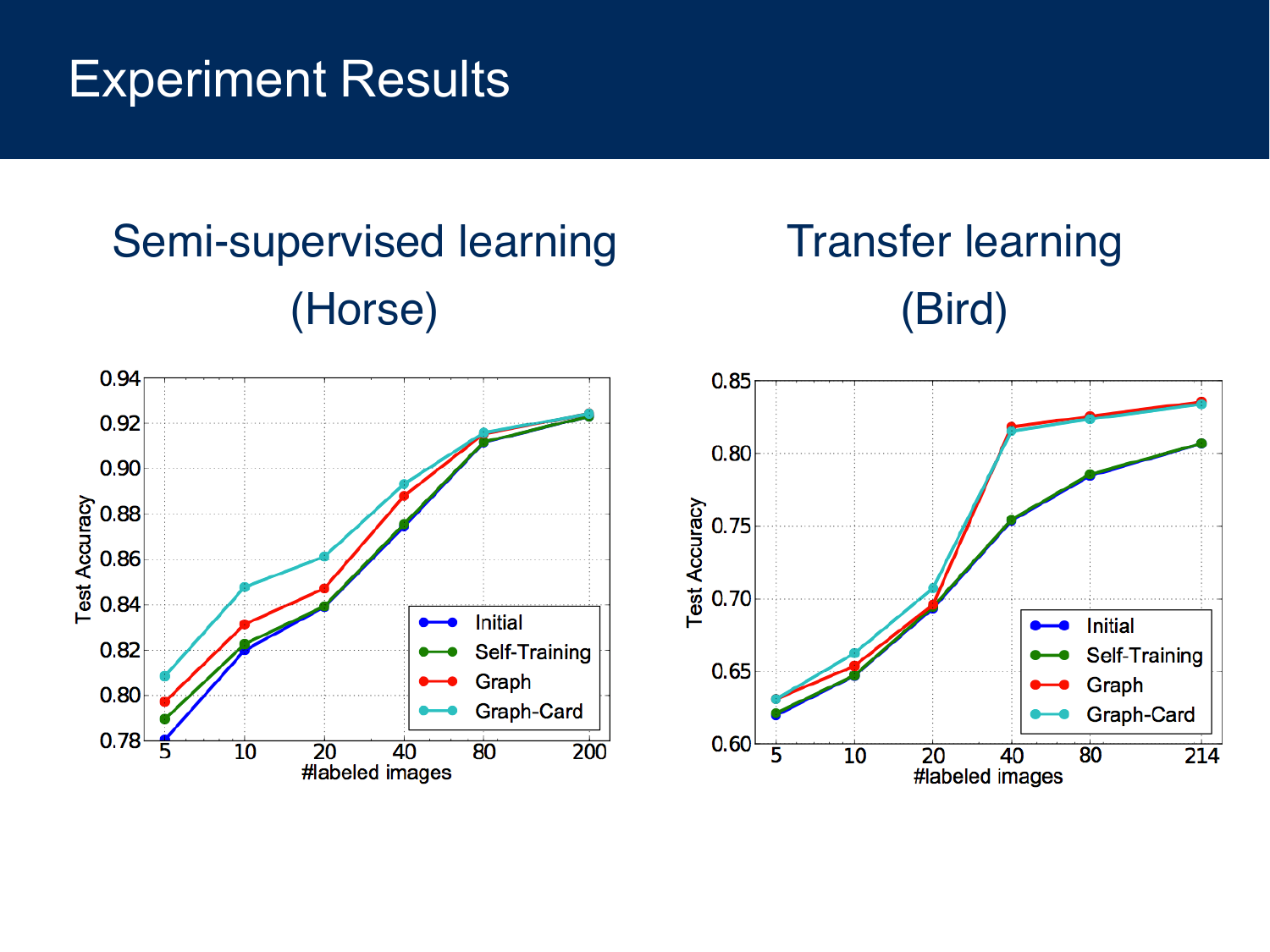# Experiment Results

## Semi-supervised learning (Horse)

## Transfer learning (Bird)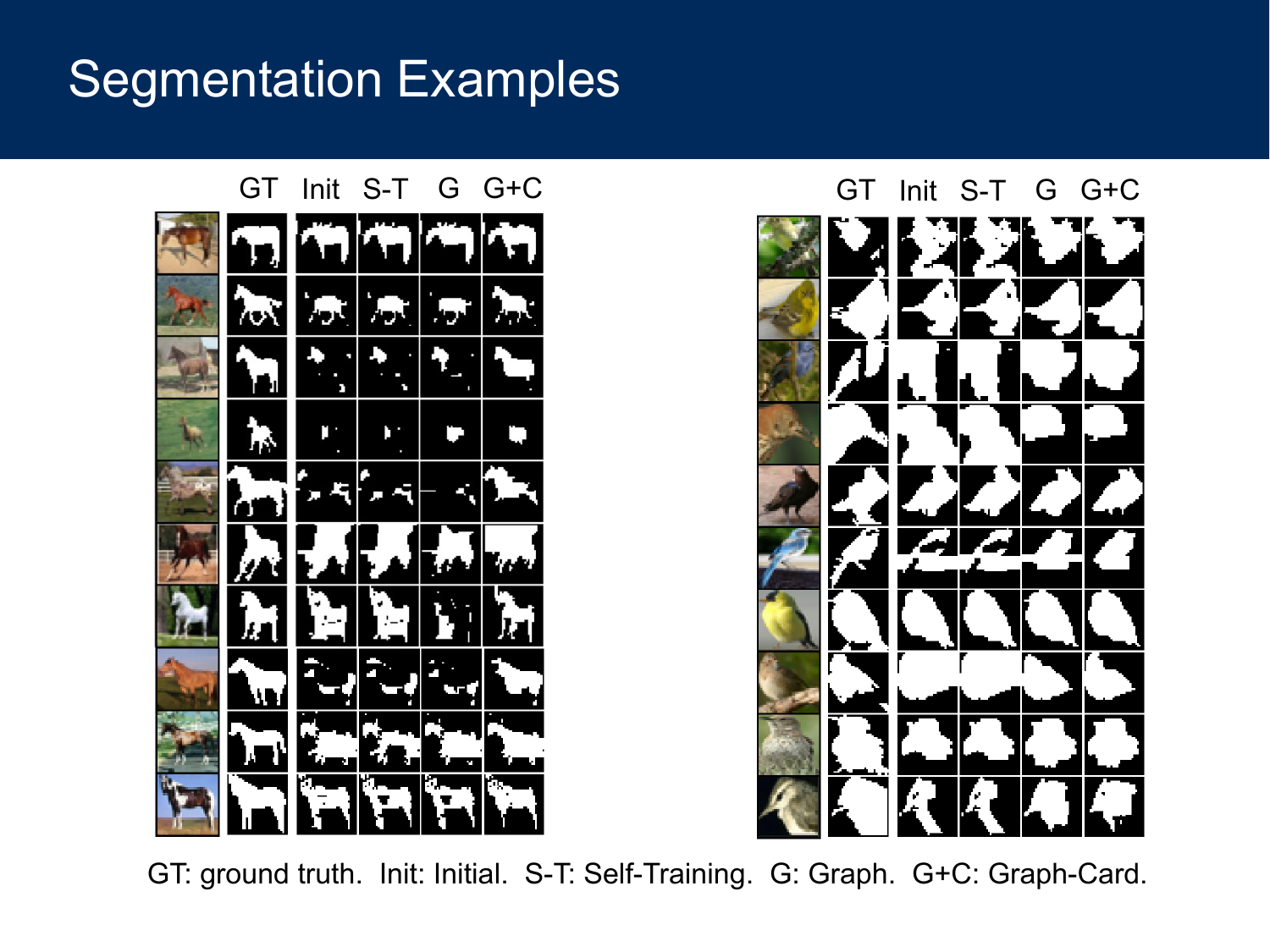# Segmentation Examples

| | GT | Init | S-T | G | G+C |
|---|---|---|---|---|---|

| | GT | Init | S-T | G | G+C |
|---|---|---|---|---|---|

GT: ground truth. Init: Initial. S-T: Self-Training. G: Graph. G+C: Graph-Card.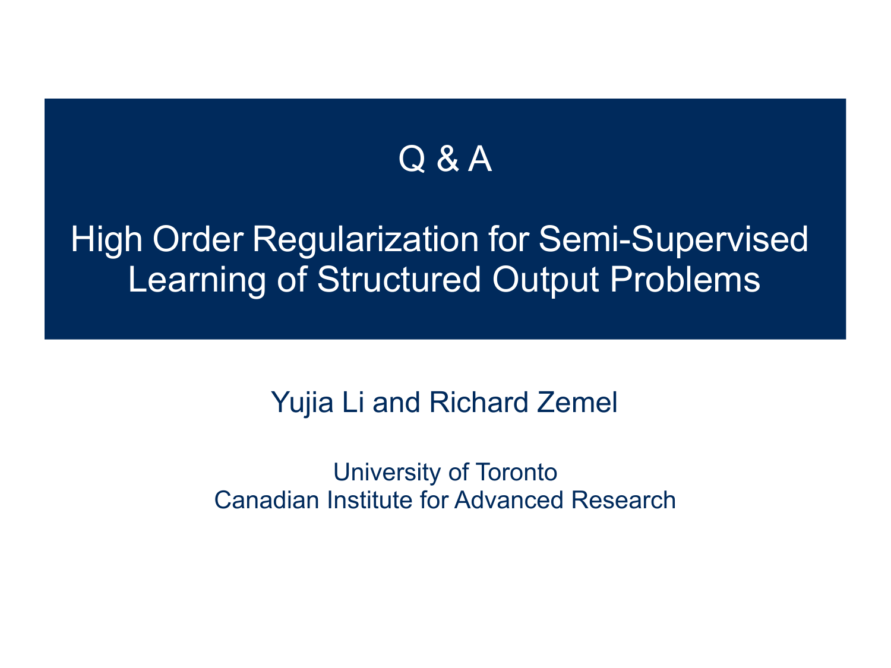# Q & A

# High Order Regularization for Semi-Supervised Learning of Structured Output Problems

Yujia Li and Richard Zemel

University of Toronto
Canadian Institute for Advanced Research